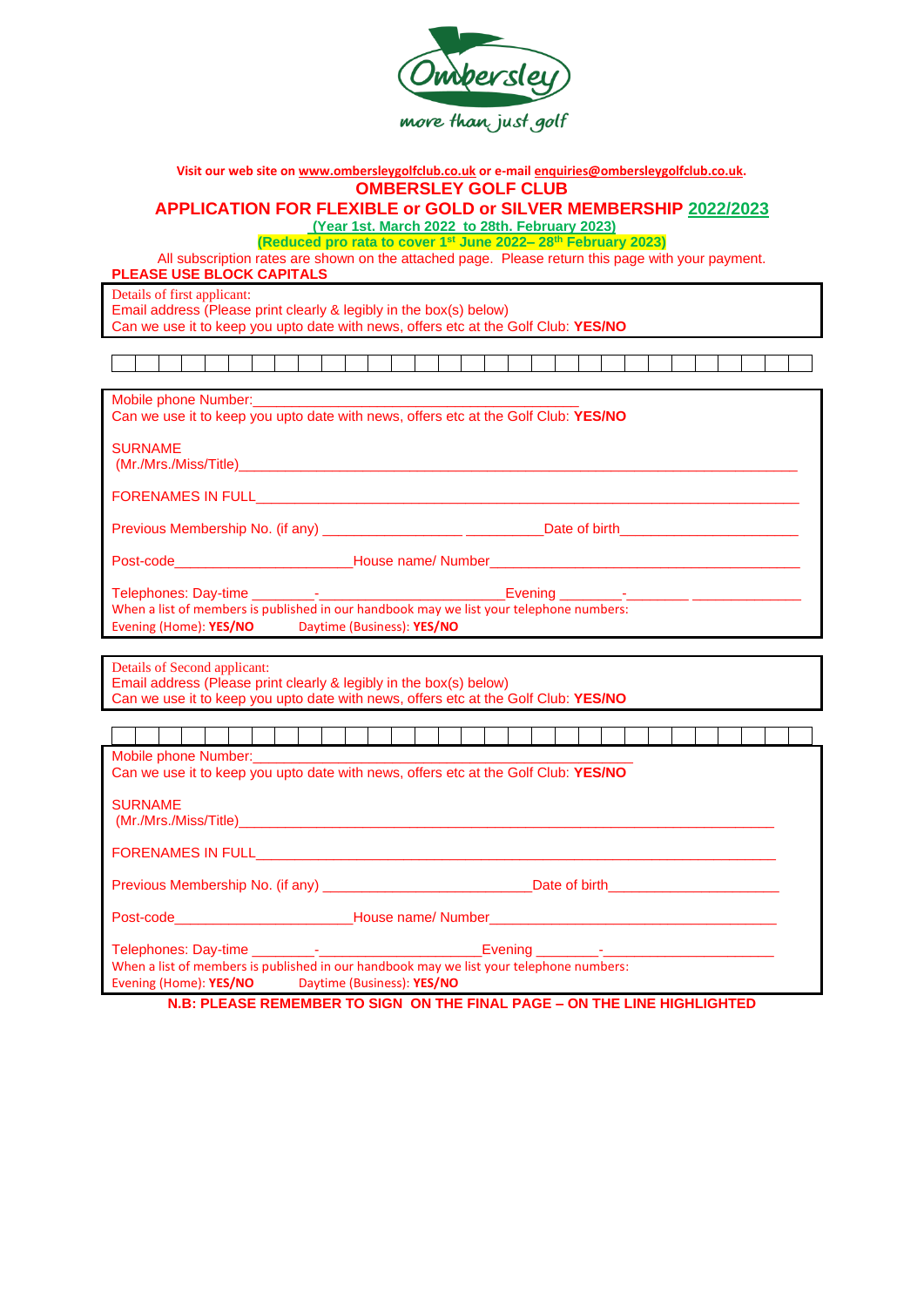Ombersley
more than just golf

Visit our web site on www.ombersleygolfclub.co.uk or e-mail enquiries@ombersleygolfclub.co.uk.

# OMBERSLEY GOLF CLUB

## APPLICATION FOR FLEXIBLE or GOLD or SILVER MEMBERSHIP 2022/2023

**(Year 1st. March 2022 to 28th. February 2023)**

**(Reduced pro rata to cover 1st June 2022– 28th February 2023)**

All subscription rates are shown on the attached page. Please return this page with your payment.

**PLEASE USE BLOCK CAPITALS**

Details of first applicant:
Email address (Please print clearly & legibly in the box(s) below)
Can we use it to keep you upto date with news, offers etc at the Golf Club: **YES/NO**

| | | | | | | | | | | | | | | | | | | | | | | | | | | | | | |
|---|---|---|---|---|---|---|---|---|---|---|---|---|---|---|---|---|---|---|---|---|---|---|---|---|---|---|---|---|---|

Mobile phone Number:_______________________________________
Can we use it to keep you upto date with news, offers etc at the Golf Club: **YES/NO**

SURNAME
(Mr./Mrs./Miss/Title)_______________________________________

FORENAMES IN FULL_______________________________________

Previous Membership No. (if any) ___________________ ___________Date of birth________________________

Post-code________________________House name/ Number_______________________________________

Telephones: Day-time ________-______________________Evening ________-________ ____________

When a list of members is published in our handbook may we list your telephone numbers:
Evening (Home): **YES/NO** Daytime (Business): **YES/NO**

Details of Second applicant:
Email address (Please print clearly & legibly in the box(s) below)
Can we use it to keep you upto date with news, offers etc at the Golf Club: **YES/NO**

| | | | | | | | | | | | | | | | | | | | | | | | | | | | | | |
|---|---|---|---|---|---|---|---|---|---|---|---|---|---|---|---|---|---|---|---|---|---|---|---|---|---|---|---|---|---|

Mobile phone Number:_______________________________________
Can we use it to keep you upto date with news, offers etc at the Golf Club: **YES/NO**

SURNAME
(Mr./Mrs./Miss/Title)_______________________________________

FORENAMES IN FULL_______________________________________

Previous Membership No. (if any) ___________________________Date of birth______________________

Post-code________________________House name/ Number_______________________________________

Telephones: Day-time ________-______________________Evening ________-______________________

When a list of members is published in our handbook may we list your telephone numbers:
Evening (Home): **YES/NO** Daytime (Business): **YES/NO**

**N.B: PLEASE REMEMBER TO SIGN ON THE FINAL PAGE – ON THE LINE HIGHLIGHTED**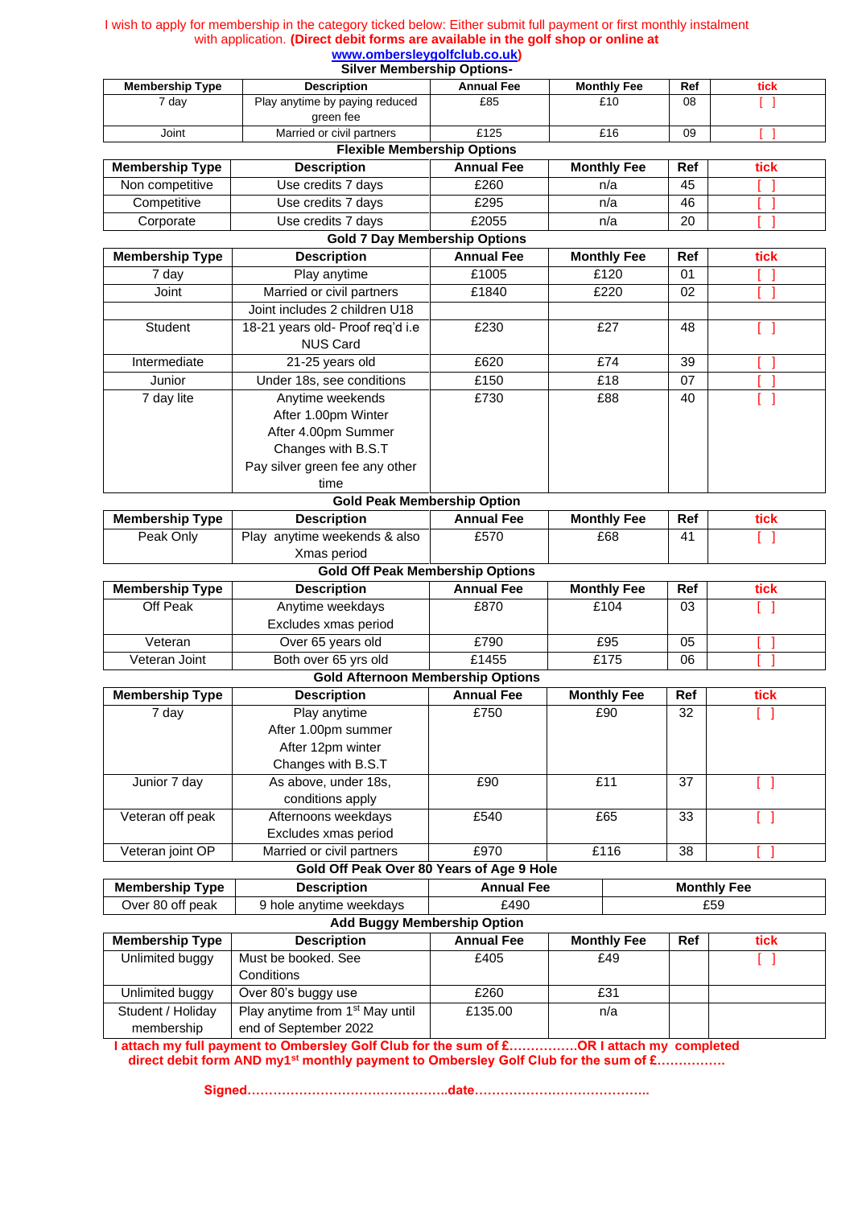I wish to apply for membership in the category ticked below: Either submit full payment or first monthly instalment with application. **(Direct debit forms are available in the golf shop or online at www.ombersleygolfclub.co.uk)**

**Silver Membership Options-**

| Membership Type | Description | Annual Fee | Monthly Fee | Ref | tick |
|---|---|---|---|---|---|
| 7 day | Play anytime by paying reduced green fee | £85 | £10 | 08 | [ ] |
| Joint | Married or civil partners | £125 | £16 | 09 | [ ] |

**Flexible Membership Options**

| Membership Type | Description | Annual Fee | Monthly Fee | Ref | tick |
|---|---|---|---|---|---|
| Non competitive | Use credits 7 days | £260 | n/a | 45 | [ ] |
| Competitive | Use credits 7 days | £295 | n/a | 46 | [ ] |
| Corporate | Use credits 7 days | £2055 | n/a | 20 | [ ] |

**Gold 7 Day Membership Options**

| Membership Type | Description | Annual Fee | Monthly Fee | Ref | tick |
|---|---|---|---|---|---|
| 7 day | Play anytime | £1005 | £120 | 01 | [ ] |
| Joint | Married or civil partners | £1840 | £220 | 02 | [ ] |
| | Joint includes 2 children U18 | | | | |
| Student | 18-21 years old- Proof req'd i.e NUS Card | £230 | £27 | 48 | [ ] |
| Intermediate | 21-25 years old | £620 | £74 | 39 | [ ] |
| Junior | Under 18s, see conditions | £150 | £18 | 07 | [ ] |
| 7 day lite | Anytime weekends After 1.00pm Winter After 4.00pm Summer Changes with B.S.T Pay silver green fee any other time | £730 | £88 | 40 | [ ] |

**Gold Peak Membership Option**

| Membership Type | Description | Annual Fee | Monthly Fee | Ref | tick |
|---|---|---|---|---|---|
| Peak Only | Play anytime weekends & also Xmas period | £570 | £68 | 41 | [ ] |

**Gold Off Peak Membership Options**

| Membership Type | Description | Annual Fee | Monthly Fee | Ref | tick |
|---|---|---|---|---|---|
| Off Peak | Anytime weekdays Excludes xmas period | £870 | £104 | 03 | [ ] |
| Veteran | Over 65 years old | £790 | £95 | 05 | [ ] |
| Veteran Joint | Both over 65 yrs old | £1455 | £175 | 06 | [ ] |

**Gold Afternoon Membership Options**

| Membership Type | Description | Annual Fee | Monthly Fee | Ref | tick |
|---|---|---|---|---|---|
| 7 day | Play anytime After 1.00pm summer After 12pm winter Changes with B.S.T | £750 | £90 | 32 | [ ] |
| Junior 7 day | As above, under 18s, conditions apply | £90 | £11 | 37 | [ ] |
| Veteran off peak | Afternoons weekdays Excludes xmas period | £540 | £65 | 33 | [ ] |
| Veteran joint OP | Married or civil partners | £970 | £116 | 38 | [ ] |

**Gold Off Peak Over 80 Years of Age 9 Hole**

| Membership Type | Description | Annual Fee | Monthly Fee |
|---|---|---|---|
| Over 80 off peak | 9 hole anytime weekdays | £490 | £59 |

**Add Buggy Membership Option**

| Membership Type | Description | Annual Fee | Monthly Fee | Ref | tick |
|---|---|---|---|---|---|
| Unlimited buggy | Must be booked. See Conditions | £405 | £49 | | [ ] |
| Unlimited buggy | Over 80's buggy use | £260 | £31 | | |
| Student / Holiday membership | Play anytime from 1st May until end of September 2022 | £135.00 | n/a | | |

**I attach my full payment to Ombersley Golf Club for the sum of £……………OR I attach my completed direct debit form AND my1st monthly payment to Ombersley Golf Club for the sum of £…………….**

**Signed………………………………………..date…………………………………..**